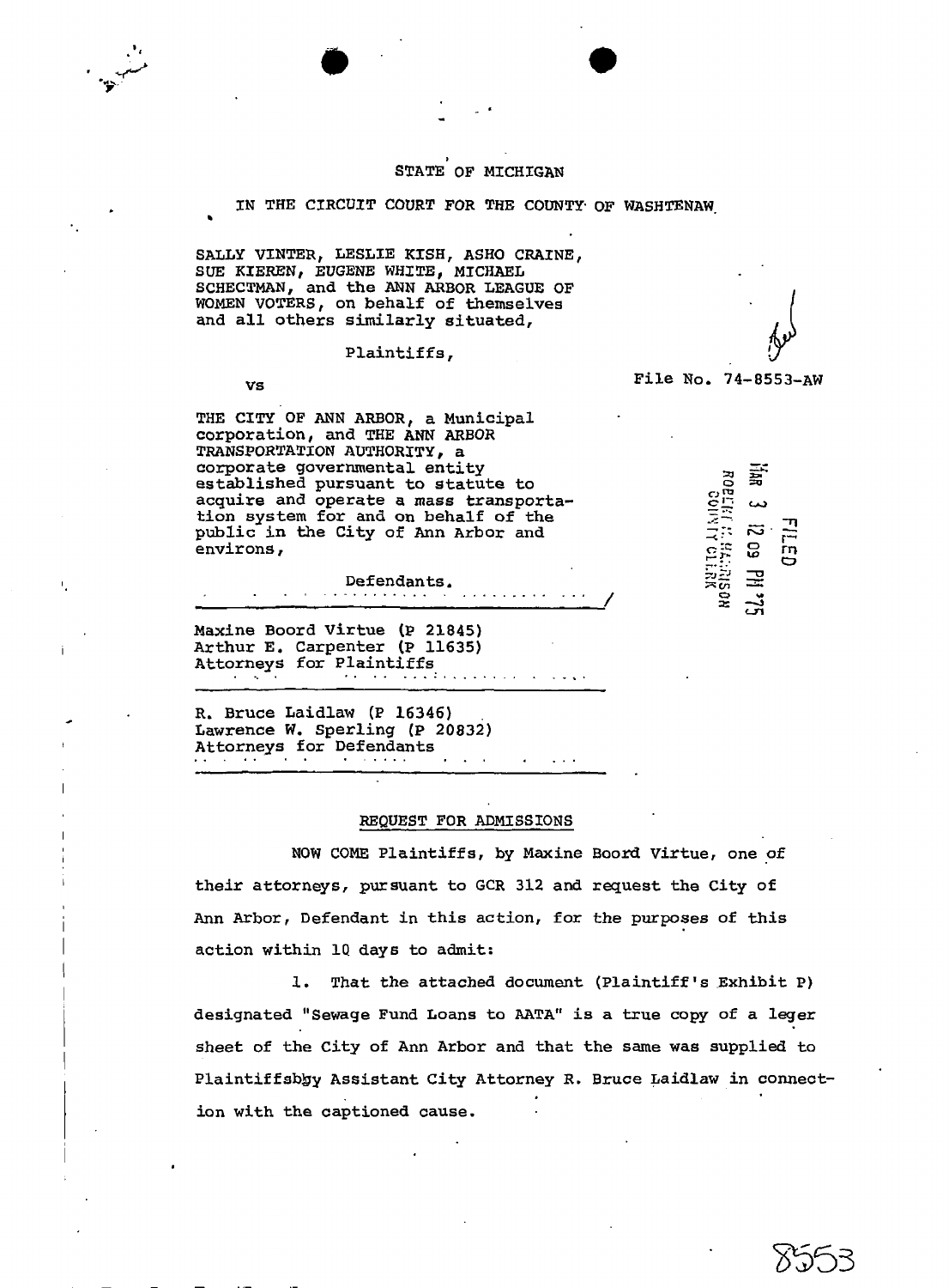STATE OF MICHIGAN

IN THE CIRCUIT COURT FOR THE COUNTY OF WASHTENAW

SALLY VINTER, LESLIE KISH, ASHO CRAINE, SUE KIEREN, EUGENE WHITE, MICHAEL SCHECTMAN, and the ANN ARBOR LEAGUE OF WOMEN VOTERS, on behalf of themselves and all others similarly situated,

Plaintiffs,

vs

File No. 74-8553-AW

THE CITY OF ANN ARBOR, a Municipal corporation, and THE ANN ARBOR TRANSPORTATION AUTHORITY, a corporate governmental entity established pursuant to statute to acquire and operate a mass transportation system for and on behalf of the public in the City of Ann Arbor and environs,

Defendants.

FILED MAR 3 12 09 PM '75 ROBERT M. HARRISON COUNTY CLERK

Maxine Boord Virtue (P 21845)
Arthur E. Carpenter (P 11635)
Attorneys for Plaintiffs

R. Bruce Laidlaw (P 16346)
Lawrence W. Sperling (P 20832)
Attorneys for Defendants

## REQUEST FOR ADMISSIONS

NOW COME Plaintiffs, by Maxine Boord Virtue, one of their attorneys, pursuant to GCR 312 and request the City of Ann Arbor, Defendant in this action, for the purposes of this action within 10 days to admit:

1. That the attached document (Plaintiff's Exhibit P) designated "Sewage Fund Loans to AATA" is a true copy of a leger sheet of the City of Ann Arbor and that the same was supplied to Plaintiffsbby Assistant City Attorney R. Bruce Laidlaw in connection with the captioned cause.

8553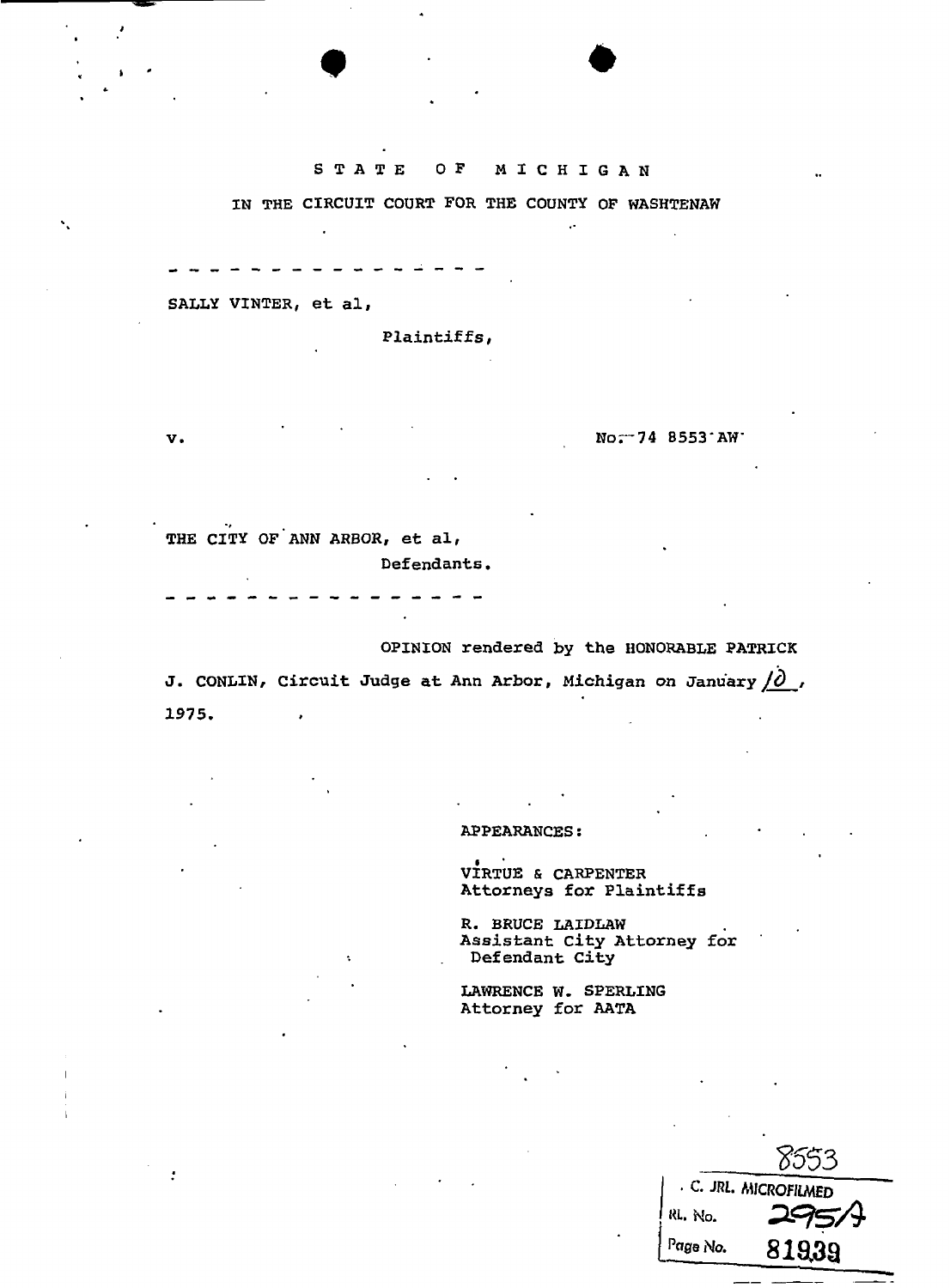STATE OF MICHIGAN

IN THE CIRCUIT COURT FOR THE COUNTY OF WASHTENAW

- - - - - - - - - - - - - - - - -

SALLY VINTER, et al,

Plaintiffs,

v. No. 74 8553 AW

THE CITY OF ANN ARBOR, et al,

Defendants.

- - - - - - - - - - - - - - - - -

OPINION rendered by the HONORABLE PATRICK J. CONLIN, Circuit Judge at Ann Arbor, Michigan on January 10, 1975.

APPEARANCES:

VIRTUE & CARPENTER
Attorneys for Plaintiffs

R. BRUCE LAIDLAW
Assistant City Attorney for Defendant City

LAWRENCE W. SPERLING
Attorney for AATA

8553

C. JRL. MICROFILMED
RL. No. 295A
Page No. 81939